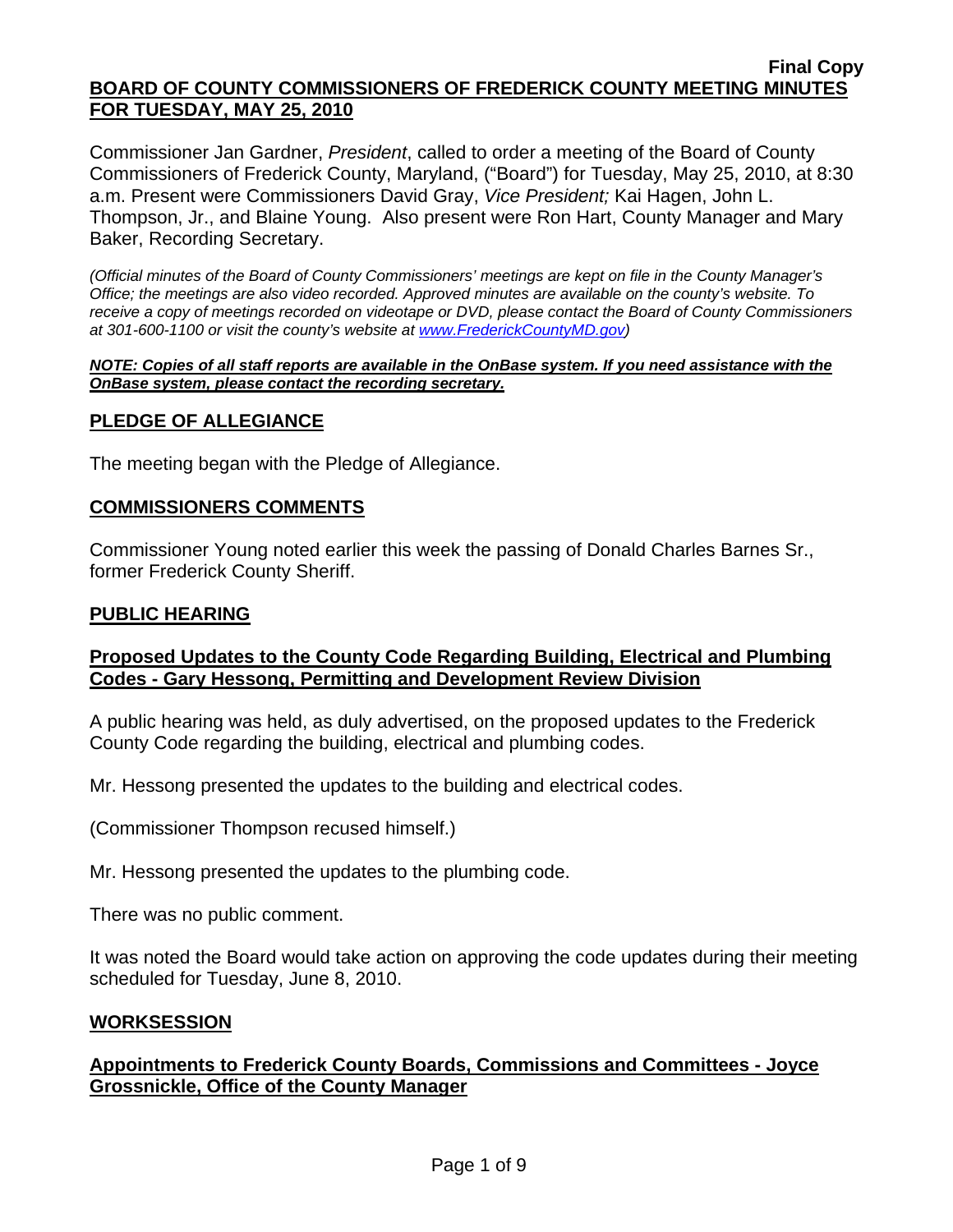**Final Copy**

**BOARD OF COUNTY COMMISSIONERS OF FREDERICK COUNTY MEETING MINUTES FOR TUESDAY, MAY 25, 2010**

Commissioner Jan Gardner, *President*, called to order a meeting of the Board of County Commissioners of Frederick County, Maryland, ("Board") for Tuesday, May 25, 2010, at 8:30 a.m. Present were Commissioners David Gray, *Vice President;* Kai Hagen, John L. Thompson, Jr., and Blaine Young. Also present were Ron Hart, County Manager and Mary Baker, Recording Secretary.

*(Official minutes of the Board of County Commissioners' meetings are kept on file in the County Manager's Office; the meetings are also video recorded. Approved minutes are available on the county's website. To receive a copy of meetings recorded on videotape or DVD, please contact the Board of County Commissioners at 301-600-1100 or visit the county's website at www.FrederickCountyMD.gov)*

***NOTE: Copies of all staff reports are available in the OnBase system. If you need assistance with the OnBase system, please contact the recording secretary.***

## PLEDGE OF ALLEGIANCE

The meeting began with the Pledge of Allegiance.

## COMMISSIONERS COMMENTS

Commissioner Young noted earlier this week the passing of Donald Charles Barnes Sr., former Frederick County Sheriff.

## PUBLIC HEARING

### Proposed Updates to the County Code Regarding Building, Electrical and Plumbing Codes - Gary Hessong, Permitting and Development Review Division

A public hearing was held, as duly advertised, on the proposed updates to the Frederick County Code regarding the building, electrical and plumbing codes.

Mr. Hessong presented the updates to the building and electrical codes.

(Commissioner Thompson recused himself.)

Mr. Hessong presented the updates to the plumbing code.

There was no public comment.

It was noted the Board would take action on approving the code updates during their meeting scheduled for Tuesday, June 8, 2010.

## WORKSESSION

### Appointments to Frederick County Boards, Commissions and Committees - Joyce Grossnickle, Office of the County Manager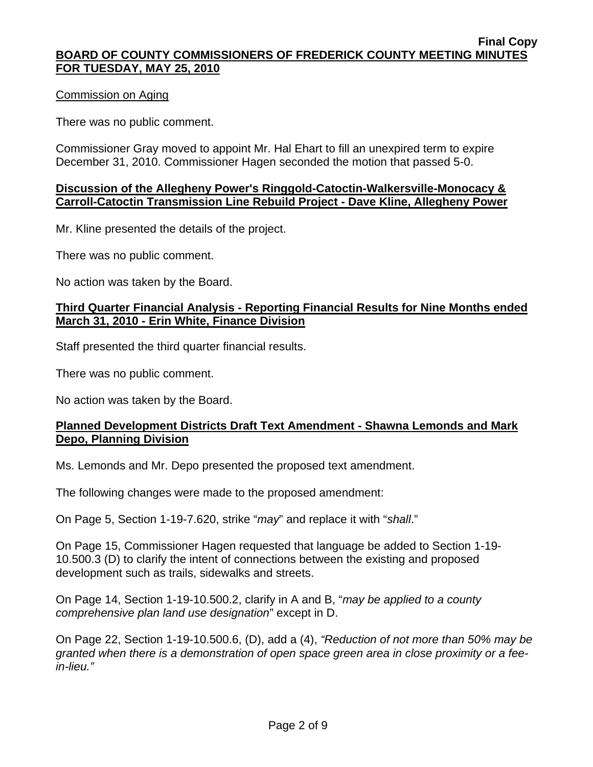Commission on Aging

There was no public comment.

Commissioner Gray moved to appoint Mr. Hal Ehart to fill an unexpired term to expire December 31, 2010. Commissioner Hagen seconded the motion that passed 5-0.

**Discussion of the Allegheny Power's Ringgold-Catoctin-Walkersville-Monocacy & Carroll-Catoctin Transmission Line Rebuild Project - Dave Kline, Allegheny Power**

Mr. Kline presented the details of the project.

There was no public comment.

No action was taken by the Board.

**Third Quarter Financial Analysis - Reporting Financial Results for Nine Months ended March 31, 2010 - Erin White, Finance Division**

Staff presented the third quarter financial results.

There was no public comment.

No action was taken by the Board.

**Planned Development Districts Draft Text Amendment - Shawna Lemonds and Mark Depo, Planning Division**

Ms. Lemonds and Mr. Depo presented the proposed text amendment.

The following changes were made to the proposed amendment:

On Page 5, Section 1-19-7.620, strike "*may*" and replace it with "*shall*."

On Page 15, Commissioner Hagen requested that language be added to Section 1-19-10.500.3 (D) to clarify the intent of connections between the existing and proposed development such as trails, sidewalks and streets.

On Page 14, Section 1-19-10.500.2, clarify in A and B, "*may be applied to a county comprehensive plan land use designation*" except in D.

On Page 22, Section 1-19-10.500.6, (D), add a (4), *"Reduction of not more than 50% may be granted when there is a demonstration of open space green area in close proximity or a fee-in-lieu."*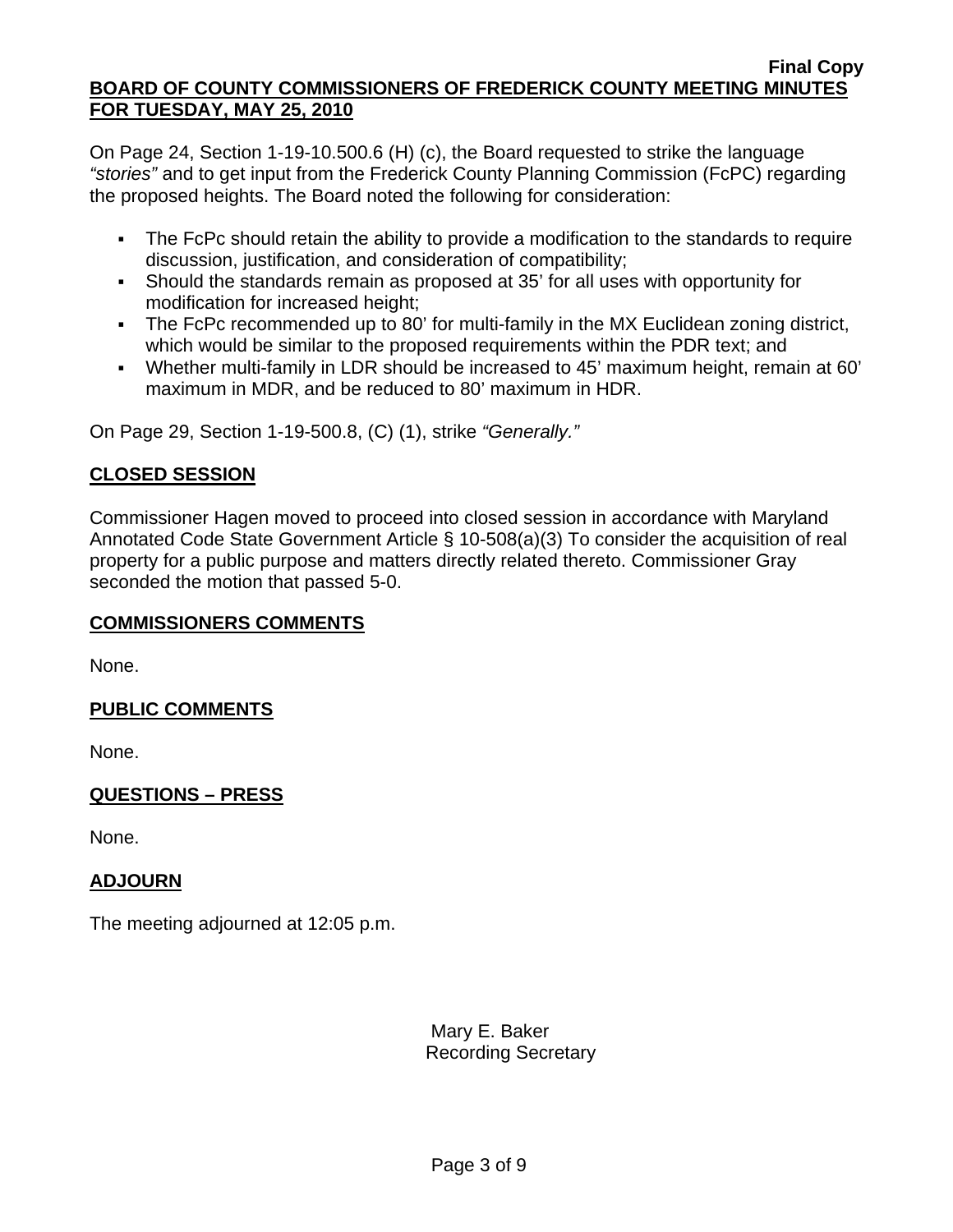On Page 24, Section 1-19-10.500.6 (H) (c), the Board requested to strike the language *"stories"* and to get input from the Frederick County Planning Commission (FcPC) regarding the proposed heights. The Board noted the following for consideration:

- The FcPc should retain the ability to provide a modification to the standards to require discussion, justification, and consideration of compatibility;
- Should the standards remain as proposed at 35' for all uses with opportunity for modification for increased height;
- The FcPc recommended up to 80' for multi-family in the MX Euclidean zoning district, which would be similar to the proposed requirements within the PDR text; and
- Whether multi-family in LDR should be increased to 45' maximum height, remain at 60' maximum in MDR, and be reduced to 80' maximum in HDR.

On Page 29, Section 1-19-500.8, (C) (1), strike *"Generally."*

## CLOSED SESSION

Commissioner Hagen moved to proceed into closed session in accordance with Maryland Annotated Code State Government Article § 10-508(a)(3) To consider the acquisition of real property for a public purpose and matters directly related thereto. Commissioner Gray seconded the motion that passed 5-0.

## COMMISSIONERS COMMENTS

None.

## PUBLIC COMMENTS

None.

## QUESTIONS – PRESS

None.

## ADJOURN

The meeting adjourned at 12:05 p.m.

Mary E. Baker
Recording Secretary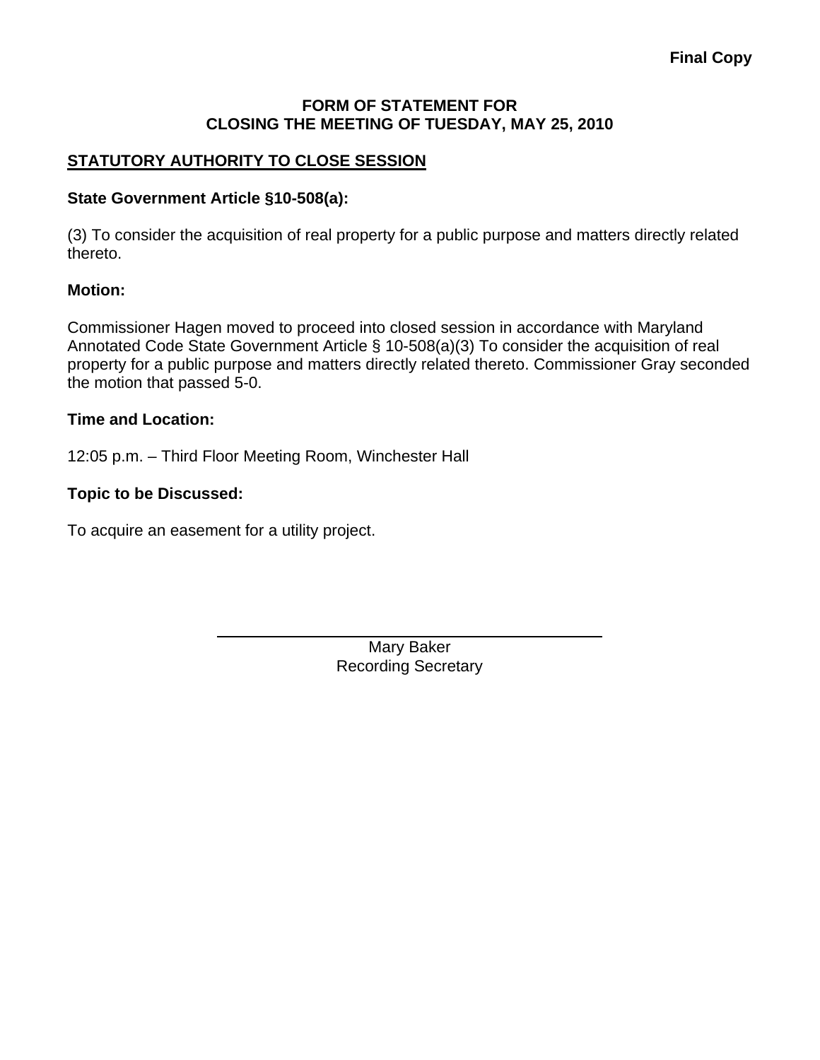**Final Copy**

# FORM OF STATEMENT FOR CLOSING THE MEETING OF TUESDAY, MAY 25, 2010

## STATUTORY AUTHORITY TO CLOSE SESSION

**State Government Article §10-508(a):**

(3) To consider the acquisition of real property for a public purpose and matters directly related thereto.

**Motion:**

Commissioner Hagen moved to proceed into closed session in accordance with Maryland Annotated Code State Government Article § 10-508(a)(3) To consider the acquisition of real property for a public purpose and matters directly related thereto. Commissioner Gray seconded the motion that passed 5-0.

**Time and Location:**

12:05 p.m. – Third Floor Meeting Room, Winchester Hall

**Topic to be Discussed:**

To acquire an easement for a utility project.

Mary Baker
Recording Secretary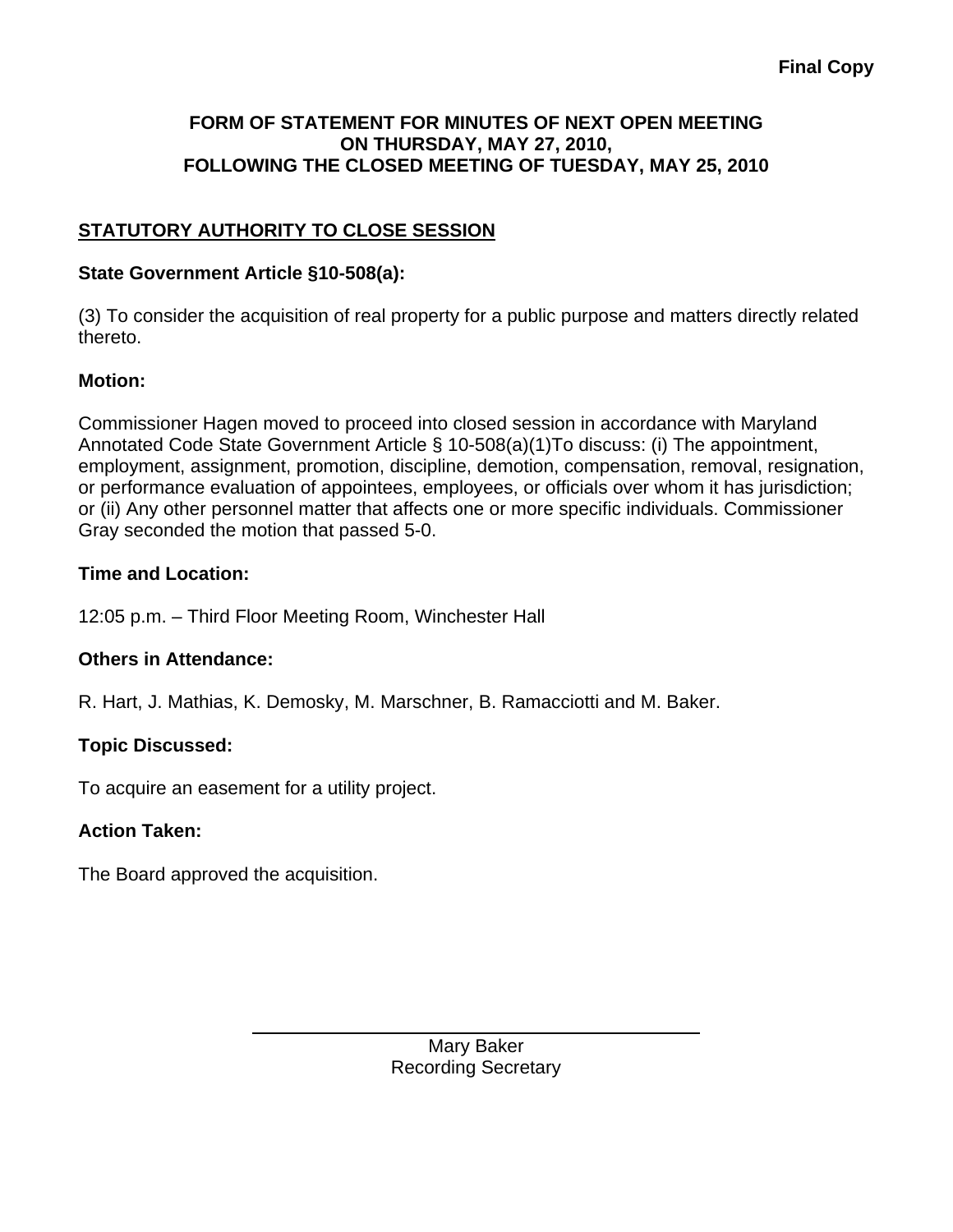**Final Copy**

**FORM OF STATEMENT FOR MINUTES OF NEXT OPEN MEETING ON THURSDAY, MAY 27, 2010, FOLLOWING THE CLOSED MEETING OF TUESDAY, MAY 25, 2010**

## STATUTORY AUTHORITY TO CLOSE SESSION

**State Government Article §10-508(a):**

(3) To consider the acquisition of real property for a public purpose and matters directly related thereto.

**Motion:**

Commissioner Hagen moved to proceed into closed session in accordance with Maryland Annotated Code State Government Article § 10-508(a)(1)To discuss: (i) The appointment, employment, assignment, promotion, discipline, demotion, compensation, removal, resignation, or performance evaluation of appointees, employees, or officials over whom it has jurisdiction; or (ii) Any other personnel matter that affects one or more specific individuals. Commissioner Gray seconded the motion that passed 5-0.

**Time and Location:**

12:05 p.m. – Third Floor Meeting Room, Winchester Hall

**Others in Attendance:**

R. Hart, J. Mathias, K. Demosky, M. Marschner, B. Ramacciotti and M. Baker.

**Topic Discussed:**

To acquire an easement for a utility project.

**Action Taken:**

The Board approved the acquisition.

Mary Baker
Recording Secretary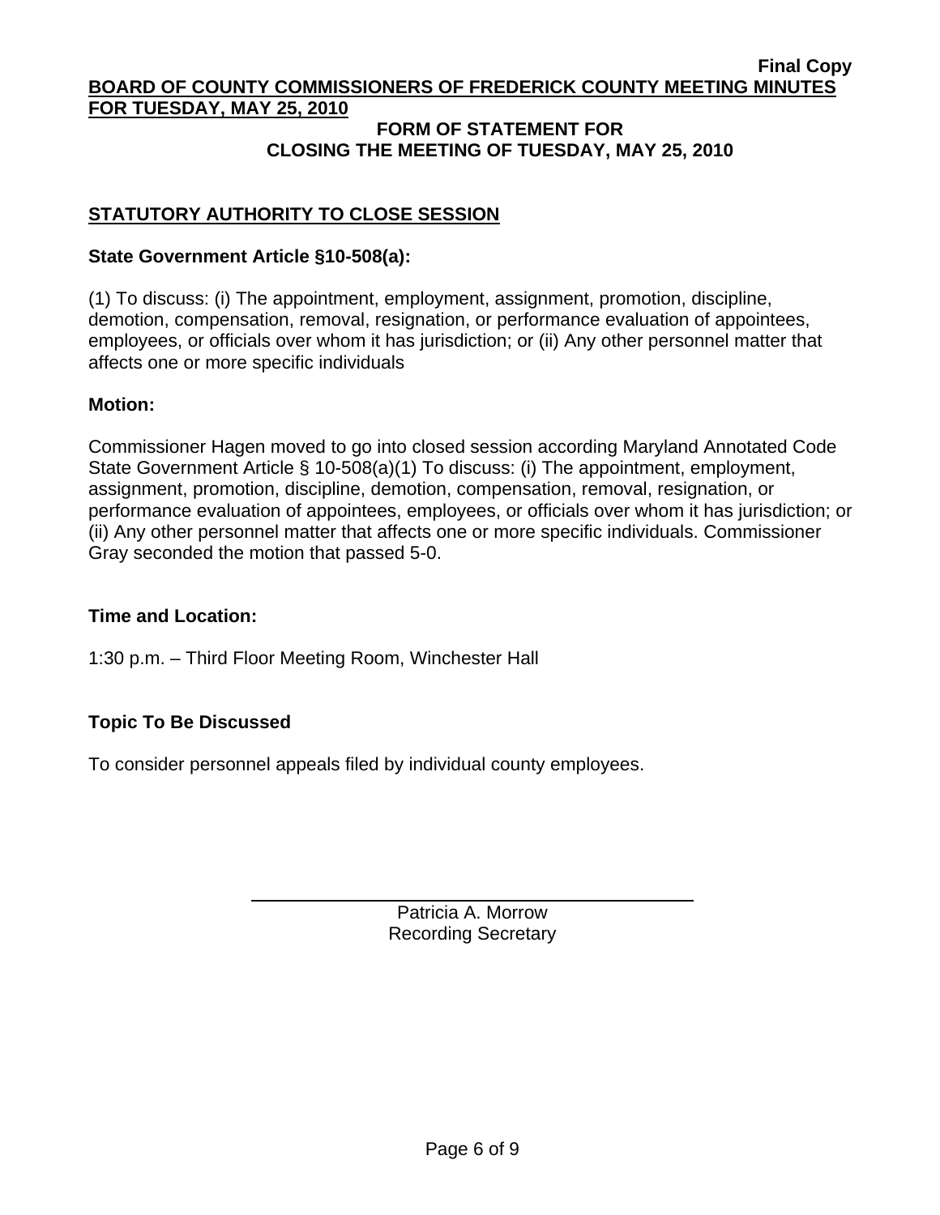Final Copy

**BOARD OF COUNTY COMMISSIONERS OF FREDERICK COUNTY MEETING MINUTES FOR TUESDAY, MAY 25, 2010**

**FORM OF STATEMENT FOR CLOSING THE MEETING OF TUESDAY, MAY 25, 2010**

## STATUTORY AUTHORITY TO CLOSE SESSION

**State Government Article §10-508(a):**

(1) To discuss: (i) The appointment, employment, assignment, promotion, discipline, demotion, compensation, removal, resignation, or performance evaluation of appointees, employees, or officials over whom it has jurisdiction; or (ii) Any other personnel matter that affects one or more specific individuals

**Motion:**

Commissioner Hagen moved to go into closed session according Maryland Annotated Code State Government Article § 10-508(a)(1) To discuss: (i) The appointment, employment, assignment, promotion, discipline, demotion, compensation, removal, resignation, or performance evaluation of appointees, employees, or officials over whom it has jurisdiction; or (ii) Any other personnel matter that affects one or more specific individuals. Commissioner Gray seconded the motion that passed 5-0.

**Time and Location:**

1:30 p.m. – Third Floor Meeting Room, Winchester Hall

**Topic To Be Discussed**

To consider personnel appeals filed by individual county employees.

Patricia A. Morrow
Recording Secretary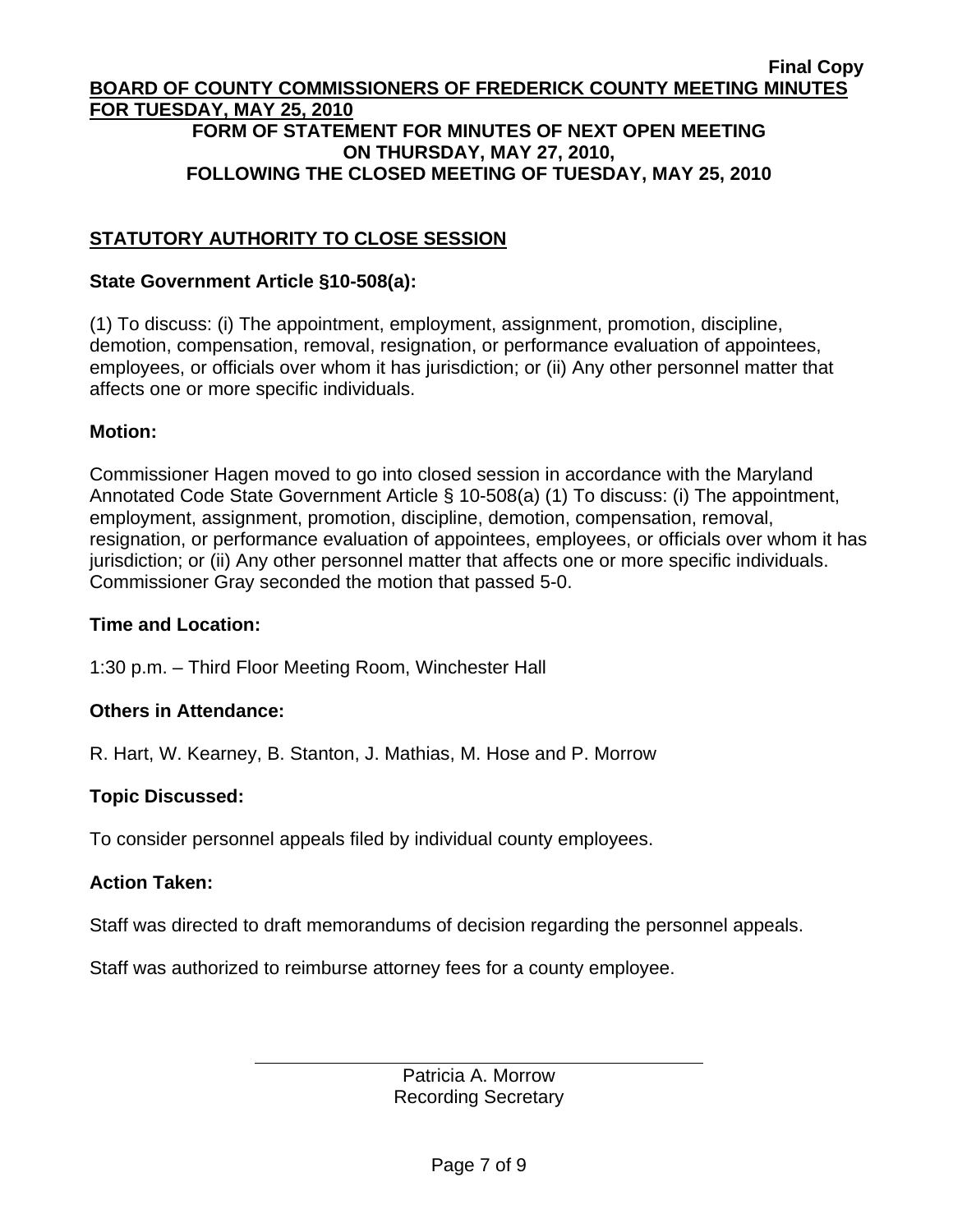**Final Copy**

**BOARD OF COUNTY COMMISSIONERS OF FREDERICK COUNTY MEETING MINUTES FOR TUESDAY, MAY 25, 2010**

**FORM OF STATEMENT FOR MINUTES OF NEXT OPEN MEETING ON THURSDAY, MAY 27, 2010, FOLLOWING THE CLOSED MEETING OF TUESDAY, MAY 25, 2010**

## STATUTORY AUTHORITY TO CLOSE SESSION

**State Government Article §10-508(a):**

(1) To discuss: (i) The appointment, employment, assignment, promotion, discipline, demotion, compensation, removal, resignation, or performance evaluation of appointees, employees, or officials over whom it has jurisdiction; or (ii) Any other personnel matter that affects one or more specific individuals.

**Motion:**

Commissioner Hagen moved to go into closed session in accordance with the Maryland Annotated Code State Government Article § 10-508(a) (1) To discuss: (i) The appointment, employment, assignment, promotion, discipline, demotion, compensation, removal, resignation, or performance evaluation of appointees, employees, or officials over whom it has jurisdiction; or (ii) Any other personnel matter that affects one or more specific individuals. Commissioner Gray seconded the motion that passed 5-0.

**Time and Location:**

1:30 p.m. – Third Floor Meeting Room, Winchester Hall

**Others in Attendance:**

R. Hart, W. Kearney, B. Stanton, J. Mathias, M. Hose and P. Morrow

**Topic Discussed:**

To consider personnel appeals filed by individual county employees.

**Action Taken:**

Staff was directed to draft memorandums of decision regarding the personnel appeals.

Staff was authorized to reimburse attorney fees for a county employee.

Patricia A. Morrow
Recording Secretary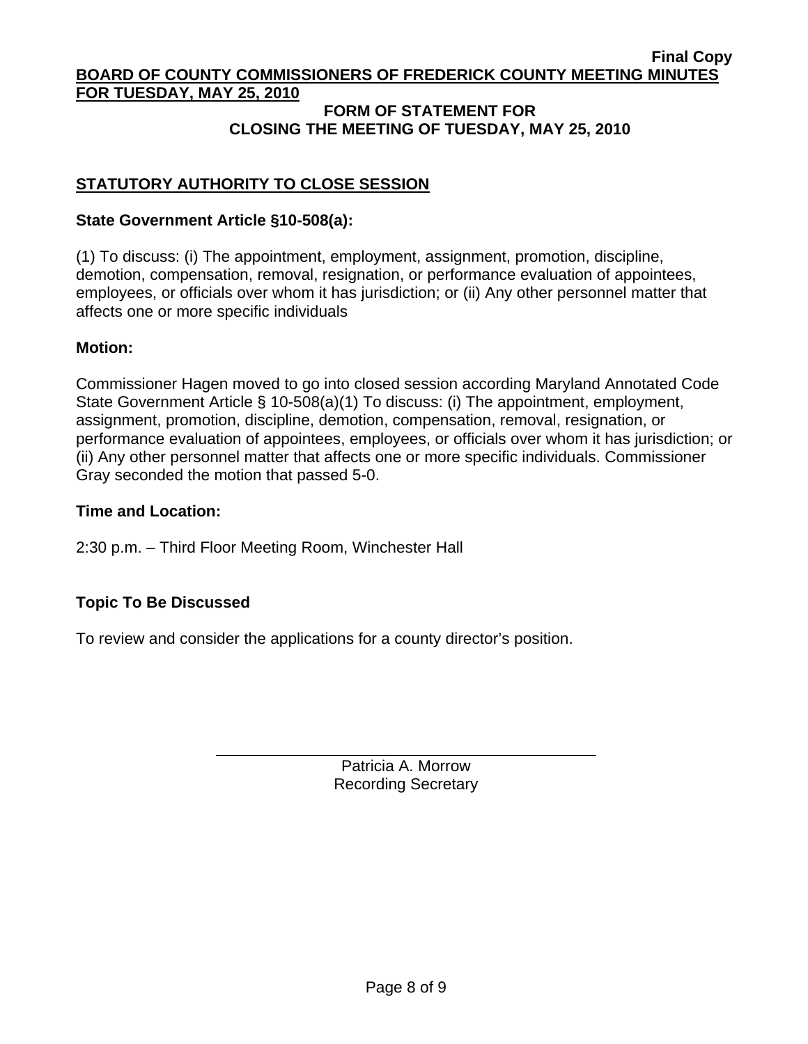**Final Copy**

**BOARD OF COUNTY COMMISSIONERS OF FREDERICK COUNTY MEETING MINUTES FOR TUESDAY, MAY 25, 2010**

## FORM OF STATEMENT FOR CLOSING THE MEETING OF TUESDAY, MAY 25, 2010

### STATUTORY AUTHORITY TO CLOSE SESSION

**State Government Article §10-508(a):**

(1) To discuss: (i) The appointment, employment, assignment, promotion, discipline, demotion, compensation, removal, resignation, or performance evaluation of appointees, employees, or officials over whom it has jurisdiction; or (ii) Any other personnel matter that affects one or more specific individuals

**Motion:**

Commissioner Hagen moved to go into closed session according Maryland Annotated Code State Government Article § 10-508(a)(1) To discuss: (i) The appointment, employment, assignment, promotion, discipline, demotion, compensation, removal, resignation, or performance evaluation of appointees, employees, or officials over whom it has jurisdiction; or (ii) Any other personnel matter that affects one or more specific individuals. Commissioner Gray seconded the motion that passed 5-0.

**Time and Location:**

2:30 p.m. – Third Floor Meeting Room, Winchester Hall

**Topic To Be Discussed**

To review and consider the applications for a county director's position.

Patricia A. Morrow
Recording Secretary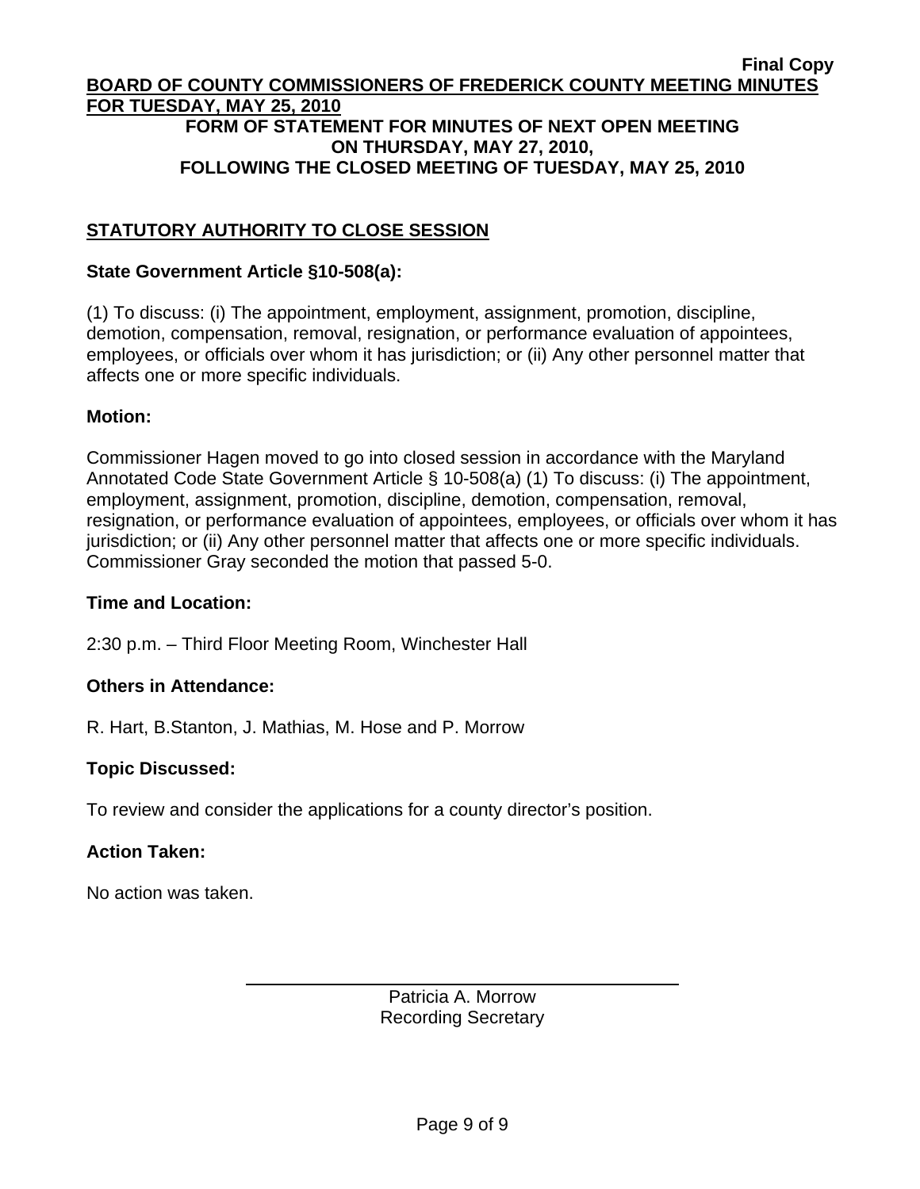**Final Copy**

**BOARD OF COUNTY COMMISSIONERS OF FREDERICK COUNTY MEETING MINUTES FOR TUESDAY, MAY 25, 2010**

**FORM OF STATEMENT FOR MINUTES OF NEXT OPEN MEETING ON THURSDAY, MAY 27, 2010, FOLLOWING THE CLOSED MEETING OF TUESDAY, MAY 25, 2010**

## STATUTORY AUTHORITY TO CLOSE SESSION

**State Government Article §10-508(a):**

(1) To discuss: (i) The appointment, employment, assignment, promotion, discipline, demotion, compensation, removal, resignation, or performance evaluation of appointees, employees, or officials over whom it has jurisdiction; or (ii) Any other personnel matter that affects one or more specific individuals.

**Motion:**

Commissioner Hagen moved to go into closed session in accordance with the Maryland Annotated Code State Government Article § 10-508(a) (1) To discuss: (i) The appointment, employment, assignment, promotion, discipline, demotion, compensation, removal, resignation, or performance evaluation of appointees, employees, or officials over whom it has jurisdiction; or (ii) Any other personnel matter that affects one or more specific individuals. Commissioner Gray seconded the motion that passed 5-0.

**Time and Location:**

2:30 p.m. – Third Floor Meeting Room, Winchester Hall

**Others in Attendance:**

R. Hart, B.Stanton, J. Mathias, M. Hose and P. Morrow

**Topic Discussed:**

To review and consider the applications for a county director's position.

**Action Taken:**

No action was taken.

Patricia A. Morrow
Recording Secretary